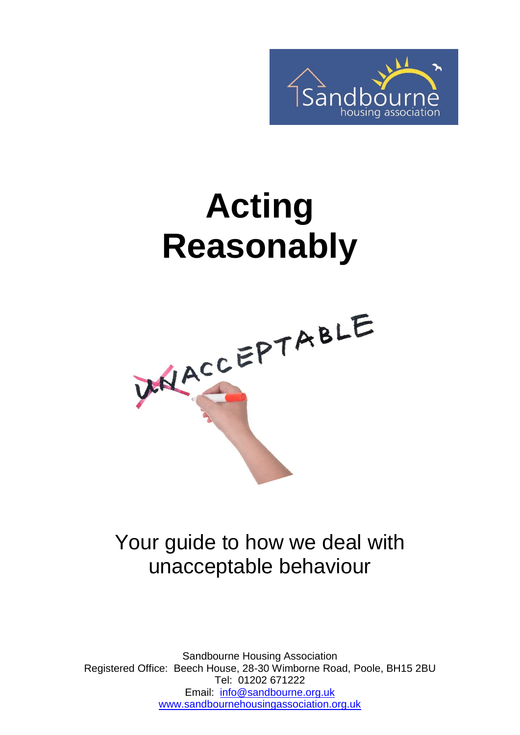# Acting Reasonably

Your guide to how we deal with unacceptable behaviour

Sandbourne Housing Association
Registered Office: Beech House, 28-30 Wimborne Road, Poole, BH15 2BU
Tel: 01202 671222
Email: info@sandbourne.org.uk
www.sandbournehousingassociation.org.uk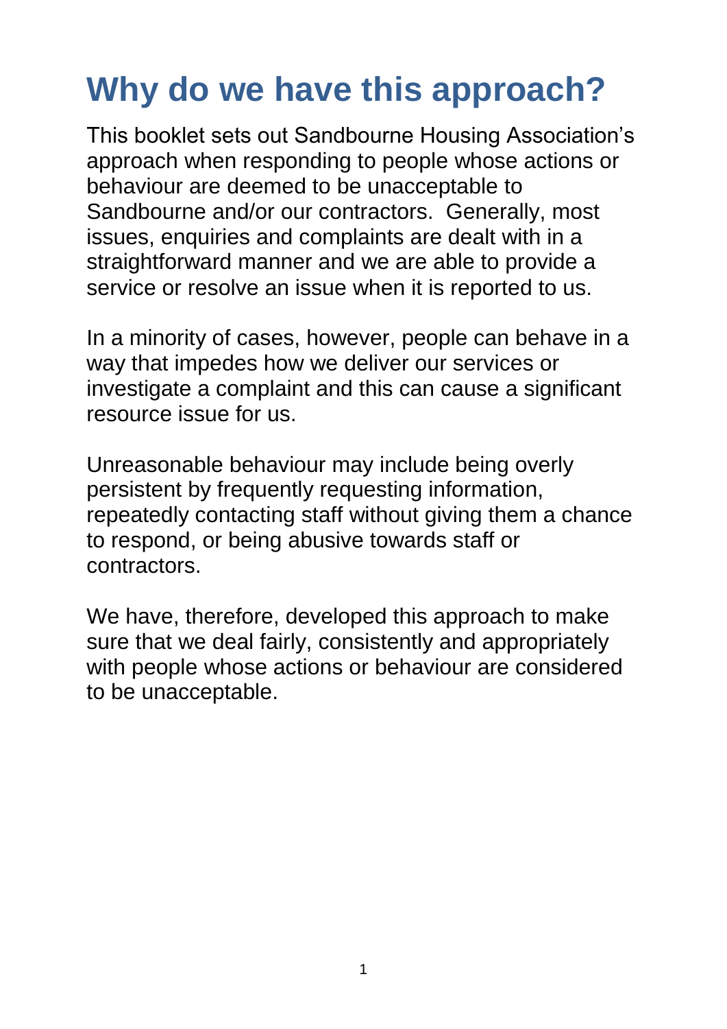# Why do we have this approach?

This booklet sets out Sandbourne Housing Association's approach when responding to people whose actions or behaviour are deemed to be unacceptable to Sandbourne and/or our contractors. Generally, most issues, enquiries and complaints are dealt with in a straightforward manner and we are able to provide a service or resolve an issue when it is reported to us.

In a minority of cases, however, people can behave in a way that impedes how we deliver our services or investigate a complaint and this can cause a significant resource issue for us.

Unreasonable behaviour may include being overly persistent by frequently requesting information, repeatedly contacting staff without giving them a chance to respond, or being abusive towards staff or contractors.

We have, therefore, developed this approach to make sure that we deal fairly, consistently and appropriately with people whose actions or behaviour are considered to be unacceptable.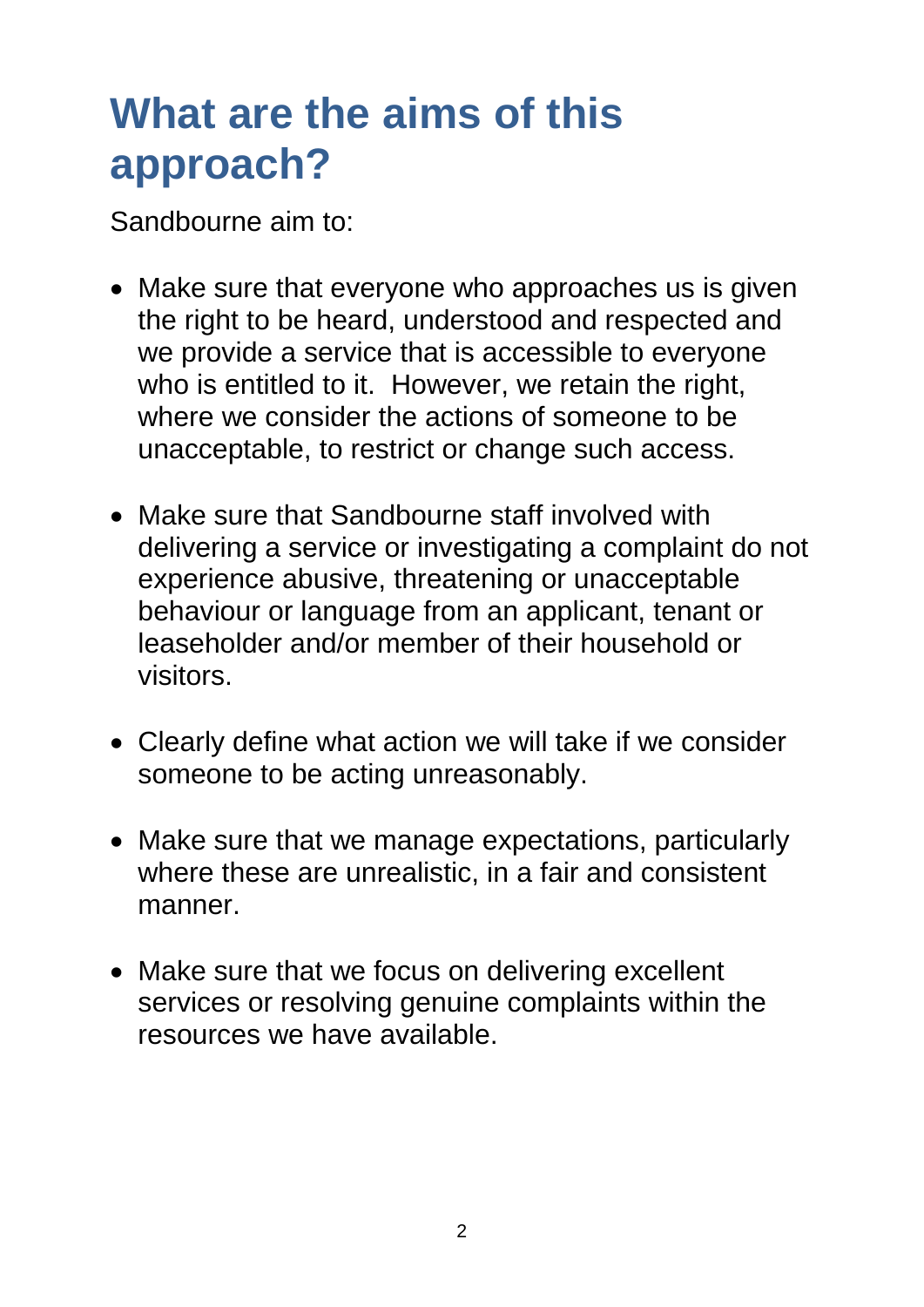# What are the aims of this approach?

Sandbourne aim to:

- Make sure that everyone who approaches us is given the right to be heard, understood and respected and we provide a service that is accessible to everyone who is entitled to it. However, we retain the right, where we consider the actions of someone to be unacceptable, to restrict or change such access.
- Make sure that Sandbourne staff involved with delivering a service or investigating a complaint do not experience abusive, threatening or unacceptable behaviour or language from an applicant, tenant or leaseholder and/or member of their household or visitors.
- Clearly define what action we will take if we consider someone to be acting unreasonably.
- Make sure that we manage expectations, particularly where these are unrealistic, in a fair and consistent manner.
- Make sure that we focus on delivering excellent services or resolving genuine complaints within the resources we have available.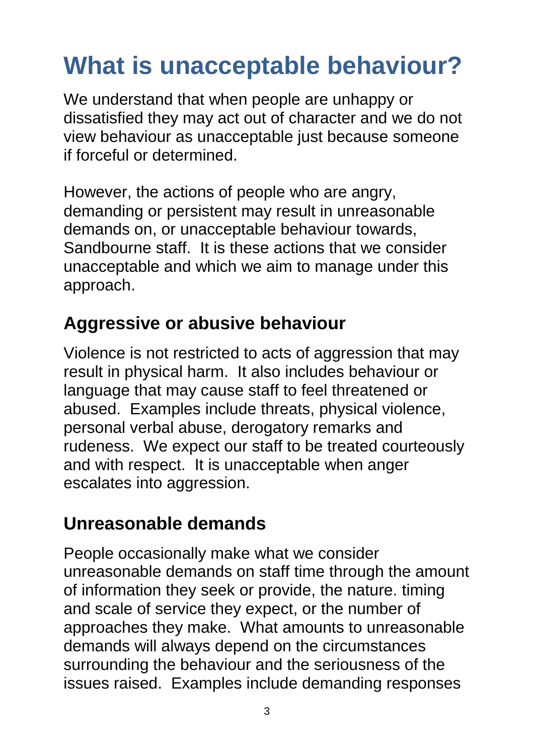# What is unacceptable behaviour?

We understand that when people are unhappy or dissatisfied they may act out of character and we do not view behaviour as unacceptable just because someone if forceful or determined.

However, the actions of people who are angry, demanding or persistent may result in unreasonable demands on, or unacceptable behaviour towards, Sandbourne staff. It is these actions that we consider unacceptable and which we aim to manage under this approach.

## Aggressive or abusive behaviour

Violence is not restricted to acts of aggression that may result in physical harm. It also includes behaviour or language that may cause staff to feel threatened or abused. Examples include threats, physical violence, personal verbal abuse, derogatory remarks and rudeness. We expect our staff to be treated courteously and with respect. It is unacceptable when anger escalates into aggression.

## Unreasonable demands

People occasionally make what we consider unreasonable demands on staff time through the amount of information they seek or provide, the nature. timing and scale of service they expect, or the number of approaches they make. What amounts to unreasonable demands will always depend on the circumstances surrounding the behaviour and the seriousness of the issues raised. Examples include demanding responses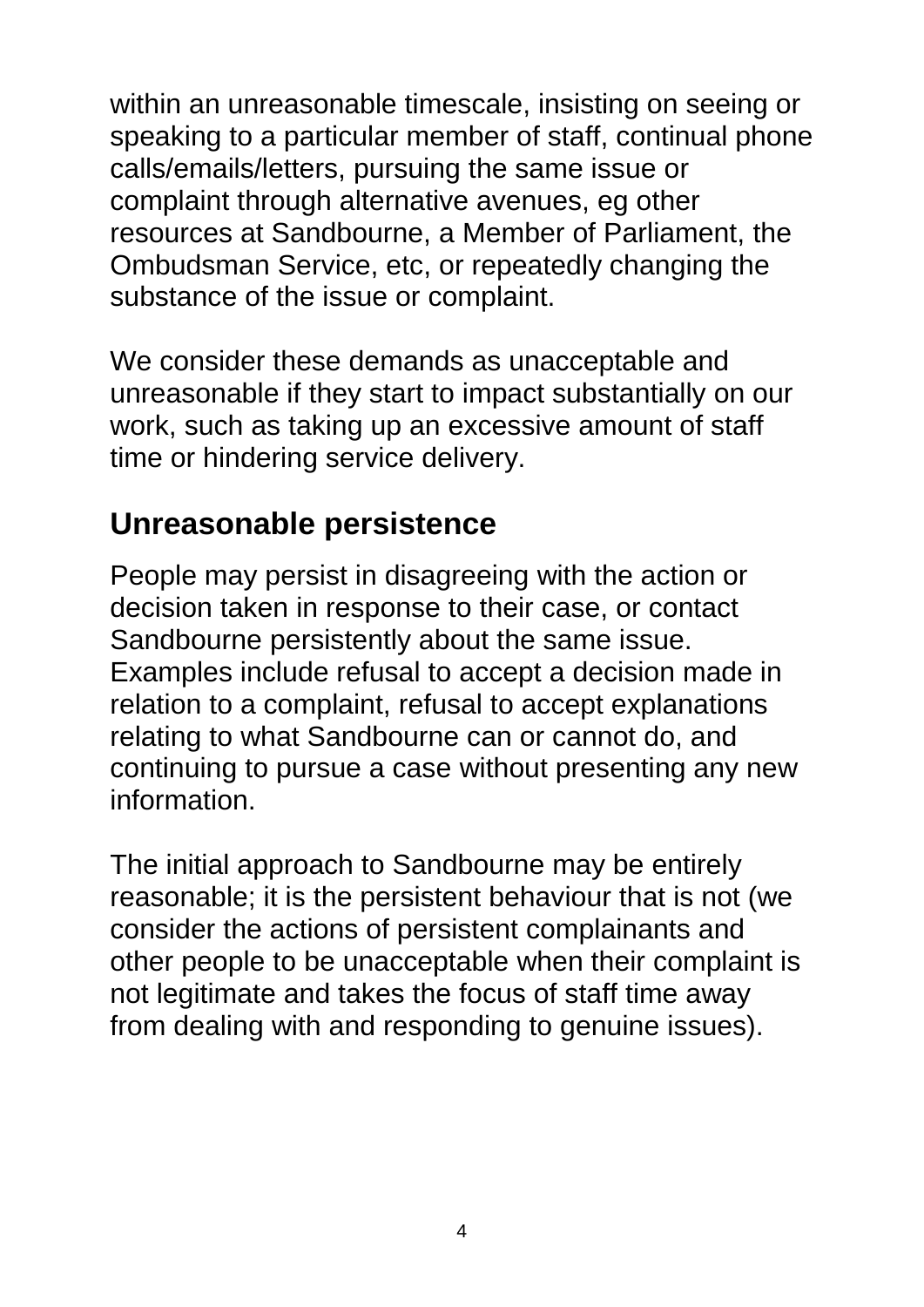within an unreasonable timescale, insisting on seeing or speaking to a particular member of staff, continual phone calls/emails/letters, pursuing the same issue or complaint through alternative avenues, eg other resources at Sandbourne, a Member of Parliament, the Ombudsman Service, etc, or repeatedly changing the substance of the issue or complaint.

We consider these demands as unacceptable and unreasonable if they start to impact substantially on our work, such as taking up an excessive amount of staff time or hindering service delivery.

## Unreasonable persistence

People may persist in disagreeing with the action or decision taken in response to their case, or contact Sandbourne persistently about the same issue. Examples include refusal to accept a decision made in relation to a complaint, refusal to accept explanations relating to what Sandbourne can or cannot do, and continuing to pursue a case without presenting any new information.

The initial approach to Sandbourne may be entirely reasonable; it is the persistent behaviour that is not (we consider the actions of persistent complainants and other people to be unacceptable when their complaint is not legitimate and takes the focus of staff time away from dealing with and responding to genuine issues).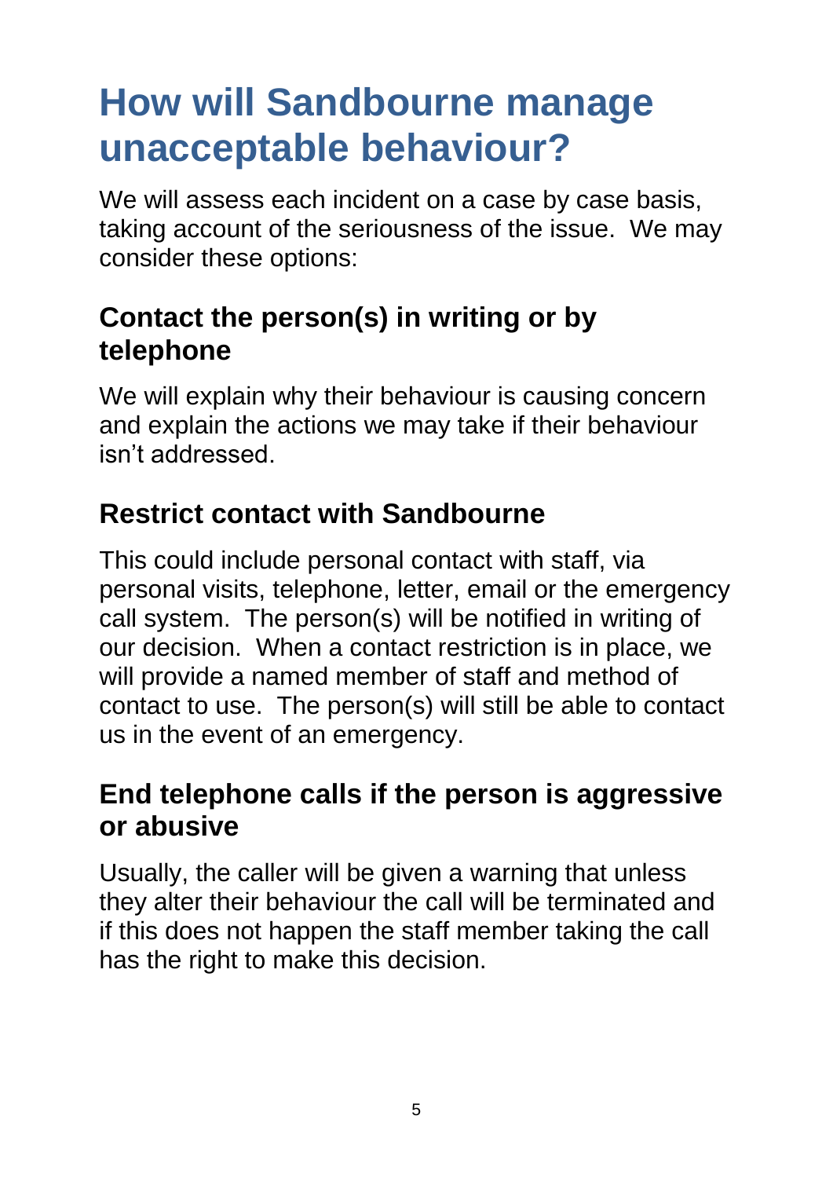# How will Sandbourne manage unacceptable behaviour?

We will assess each incident on a case by case basis, taking account of the seriousness of the issue.  We may consider these options:

## Contact the person(s) in writing or by telephone

We will explain why their behaviour is causing concern and explain the actions we may take if their behaviour isn't addressed.

## Restrict contact with Sandbourne

This could include personal contact with staff, via personal visits, telephone, letter, email or the emergency call system.  The person(s) will be notified in writing of our decision.  When a contact restriction is in place, we will provide a named member of staff and method of contact to use.  The person(s) will still be able to contact us in the event of an emergency.

## End telephone calls if the person is aggressive or abusive

Usually, the caller will be given a warning that unless they alter their behaviour the call will be terminated and if this does not happen the staff member taking the call has the right to make this decision.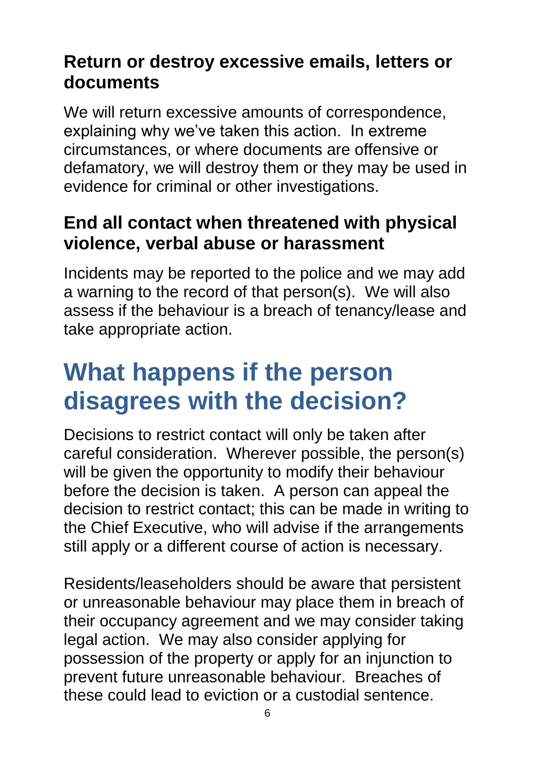### Return or destroy excessive emails, letters or documents

We will return excessive amounts of correspondence, explaining why we've taken this action. In extreme circumstances, or where documents are offensive or defamatory, we will destroy them or they may be used in evidence for criminal or other investigations.

### End all contact when threatened with physical violence, verbal abuse or harassment

Incidents may be reported to the police and we may add a warning to the record of that person(s). We will also assess if the behaviour is a breach of tenancy/lease and take appropriate action.

## What happens if the person disagrees with the decision?

Decisions to restrict contact will only be taken after careful consideration. Wherever possible, the person(s) will be given the opportunity to modify their behaviour before the decision is taken. A person can appeal the decision to restrict contact; this can be made in writing to the Chief Executive, who will advise if the arrangements still apply or a different course of action is necessary.

Residents/leaseholders should be aware that persistent or unreasonable behaviour may place them in breach of their occupancy agreement and we may consider taking legal action. We may also consider applying for possession of the property or apply for an injunction to prevent future unreasonable behaviour. Breaches of these could lead to eviction or a custodial sentence.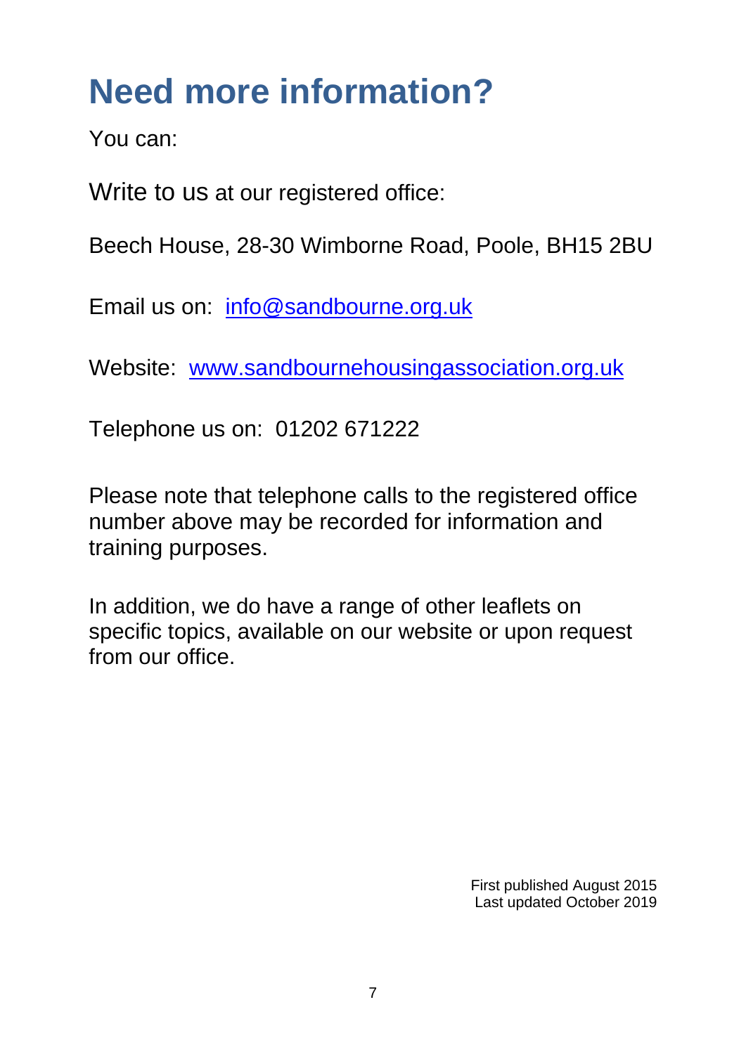# Need more information?

You can:

Write to us at our registered office:

Beech House, 28-30 Wimborne Road, Poole, BH15 2BU

Email us on: info@sandbourne.org.uk

Website: www.sandbournehousingassociation.org.uk

Telephone us on: 01202 671222

Please note that telephone calls to the registered office number above may be recorded for information and training purposes.

In addition, we do have a range of other leaflets on specific topics, available on our website or upon request from our office.

First published August 2015
Last updated October 2019